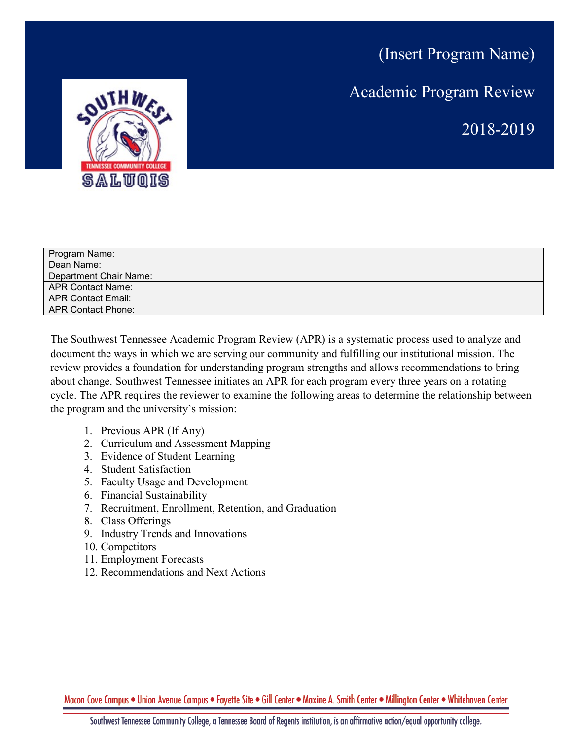# (Insert Program Name)

## Academic Program Review

## 2018-2019

| Program Name: | |
|---|---|
| Dean Name: | |
| Department Chair Name: | |
| APR Contact Name: | |
| APR Contact Email: | |
| APR Contact Phone: | |

The Southwest Tennessee Academic Program Review (APR) is a systematic process used to analyze and document the ways in which we are serving our community and fulfilling our institutional mission. The review provides a foundation for understanding program strengths and allows recommendations to bring about change. Southwest Tennessee initiates an APR for each program every three years on a rotating cycle. The APR requires the reviewer to examine the following areas to determine the relationship between the program and the university's mission:

1. Previous APR (If Any)
2. Curriculum and Assessment Mapping
3. Evidence of Student Learning
4. Student Satisfaction
5. Faculty Usage and Development
6. Financial Sustainability
7. Recruitment, Enrollment, Retention, and Graduation
8. Class Offerings
9. Industry Trends and Innovations
10. Competitors
11. Employment Forecasts
12. Recommendations and Next Actions

Macon Cove Campus • Union Avenue Campus • Fayette Site • Gill Center • Maxine A. Smith Center • Millington Center • Whitehaven Center

Southwest Tennessee Community College, a Tennessee Board of Regents institution, is an affirmative action/equal opportunity college.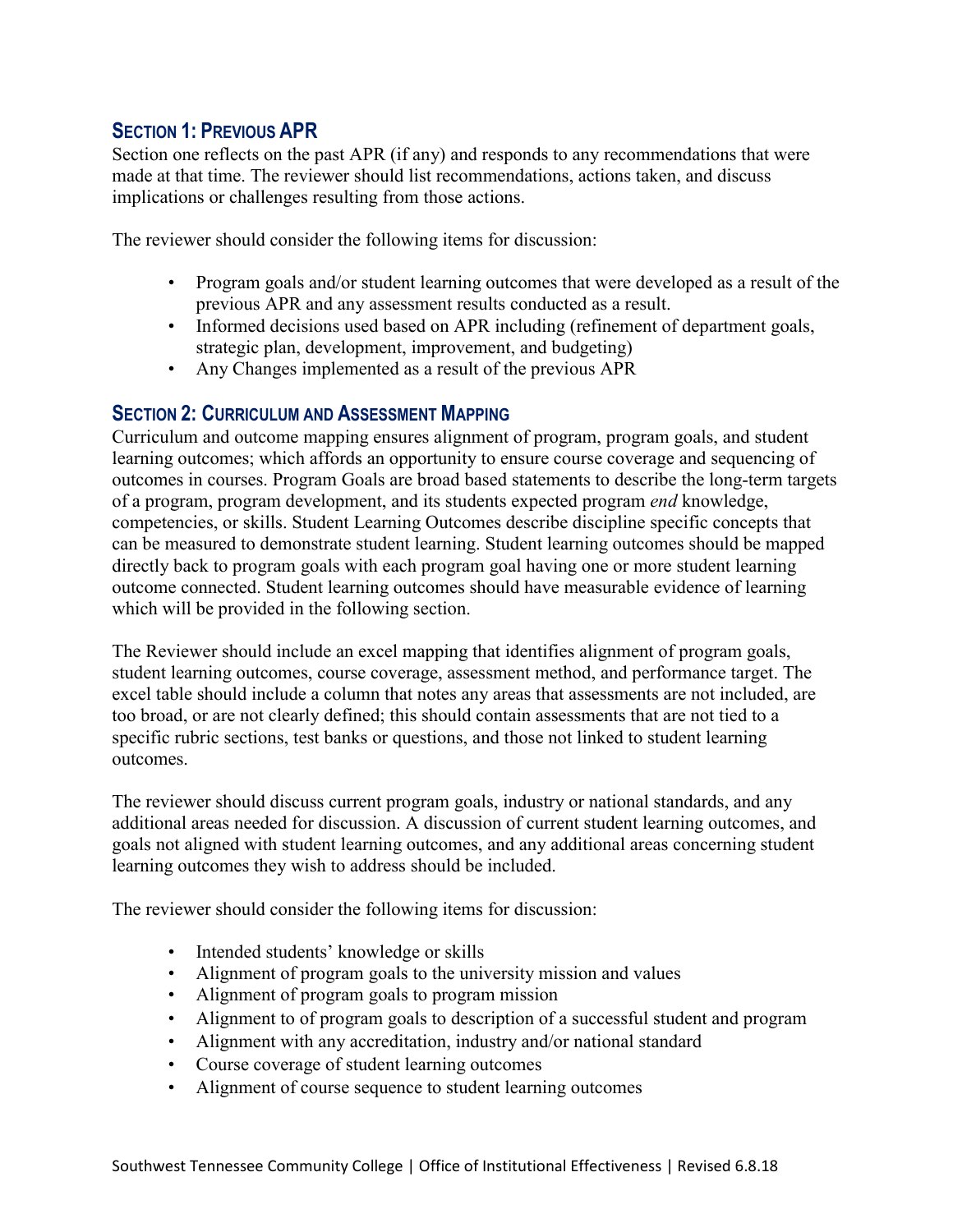## Section 1: Previous APR

Section one reflects on the past APR (if any) and responds to any recommendations that were made at that time. The reviewer should list recommendations, actions taken, and discuss implications or challenges resulting from those actions.

The reviewer should consider the following items for discussion:

- Program goals and/or student learning outcomes that were developed as a result of the previous APR and any assessment results conducted as a result.
- Informed decisions used based on APR including (refinement of department goals, strategic plan, development, improvement, and budgeting)
- Any Changes implemented as a result of the previous APR

## Section 2: Curriculum and Assessment Mapping

Curriculum and outcome mapping ensures alignment of program, program goals, and student learning outcomes; which affords an opportunity to ensure course coverage and sequencing of outcomes in courses. Program Goals are broad based statements to describe the long-term targets of a program, program development, and its students expected program *end* knowledge, competencies, or skills. Student Learning Outcomes describe discipline specific concepts that can be measured to demonstrate student learning. Student learning outcomes should be mapped directly back to program goals with each program goal having one or more student learning outcome connected. Student learning outcomes should have measurable evidence of learning which will be provided in the following section.

The Reviewer should include an excel mapping that identifies alignment of program goals, student learning outcomes, course coverage, assessment method, and performance target. The excel table should include a column that notes any areas that assessments are not included, are too broad, or are not clearly defined; this should contain assessments that are not tied to a specific rubric sections, test banks or questions, and those not linked to student learning outcomes.

The reviewer should discuss current program goals, industry or national standards, and any additional areas needed for discussion. A discussion of current student learning outcomes, and goals not aligned with student learning outcomes, and any additional areas concerning student learning outcomes they wish to address should be included.

The reviewer should consider the following items for discussion:

- Intended students' knowledge or skills
- Alignment of program goals to the university mission and values
- Alignment of program goals to program mission
- Alignment to of program goals to description of a successful student and program
- Alignment with any accreditation, industry and/or national standard
- Course coverage of student learning outcomes
- Alignment of course sequence to student learning outcomes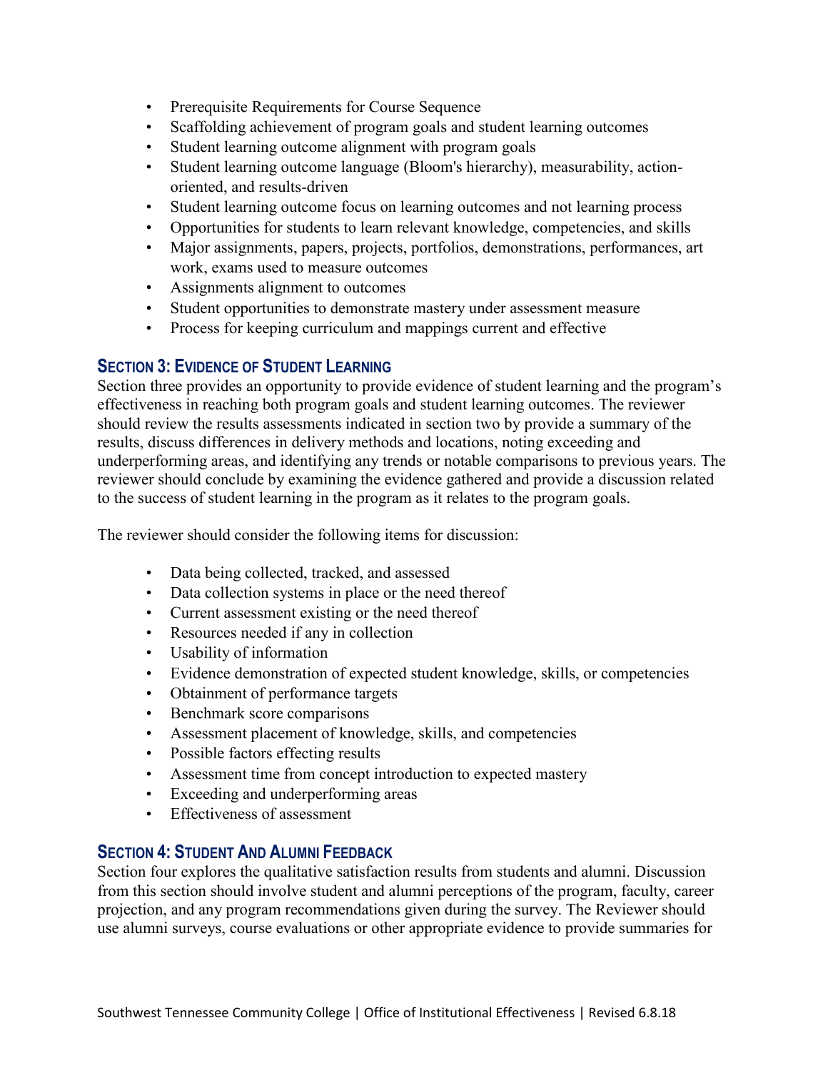- Prerequisite Requirements for Course Sequence
- Scaffolding achievement of program goals and student learning outcomes
- Student learning outcome alignment with program goals
- Student learning outcome language (Bloom's hierarchy), measurability, action-oriented, and results-driven
- Student learning outcome focus on learning outcomes and not learning process
- Opportunities for students to learn relevant knowledge, competencies, and skills
- Major assignments, papers, projects, portfolios, demonstrations, performances, art work, exams used to measure outcomes
- Assignments alignment to outcomes
- Student opportunities to demonstrate mastery under assessment measure
- Process for keeping curriculum and mappings current and effective

## Section 3: Evidence of Student Learning

Section three provides an opportunity to provide evidence of student learning and the program's effectiveness in reaching both program goals and student learning outcomes. The reviewer should review the results assessments indicated in section two by provide a summary of the results, discuss differences in delivery methods and locations, noting exceeding and underperforming areas, and identifying any trends or notable comparisons to previous years. The reviewer should conclude by examining the evidence gathered and provide a discussion related to the success of student learning in the program as it relates to the program goals.

The reviewer should consider the following items for discussion:

- Data being collected, tracked, and assessed
- Data collection systems in place or the need thereof
- Current assessment existing or the need thereof
- Resources needed if any in collection
- Usability of information
- Evidence demonstration of expected student knowledge, skills, or competencies
- Obtainment of performance targets
- Benchmark score comparisons
- Assessment placement of knowledge, skills, and competencies
- Possible factors effecting results
- Assessment time from concept introduction to expected mastery
- Exceeding and underperforming areas
- Effectiveness of assessment

## Section 4: Student And Alumni Feedback

Section four explores the qualitative satisfaction results from students and alumni. Discussion from this section should involve student and alumni perceptions of the program, faculty, career projection, and any program recommendations given during the survey. The Reviewer should use alumni surveys, course evaluations or other appropriate evidence to provide summaries for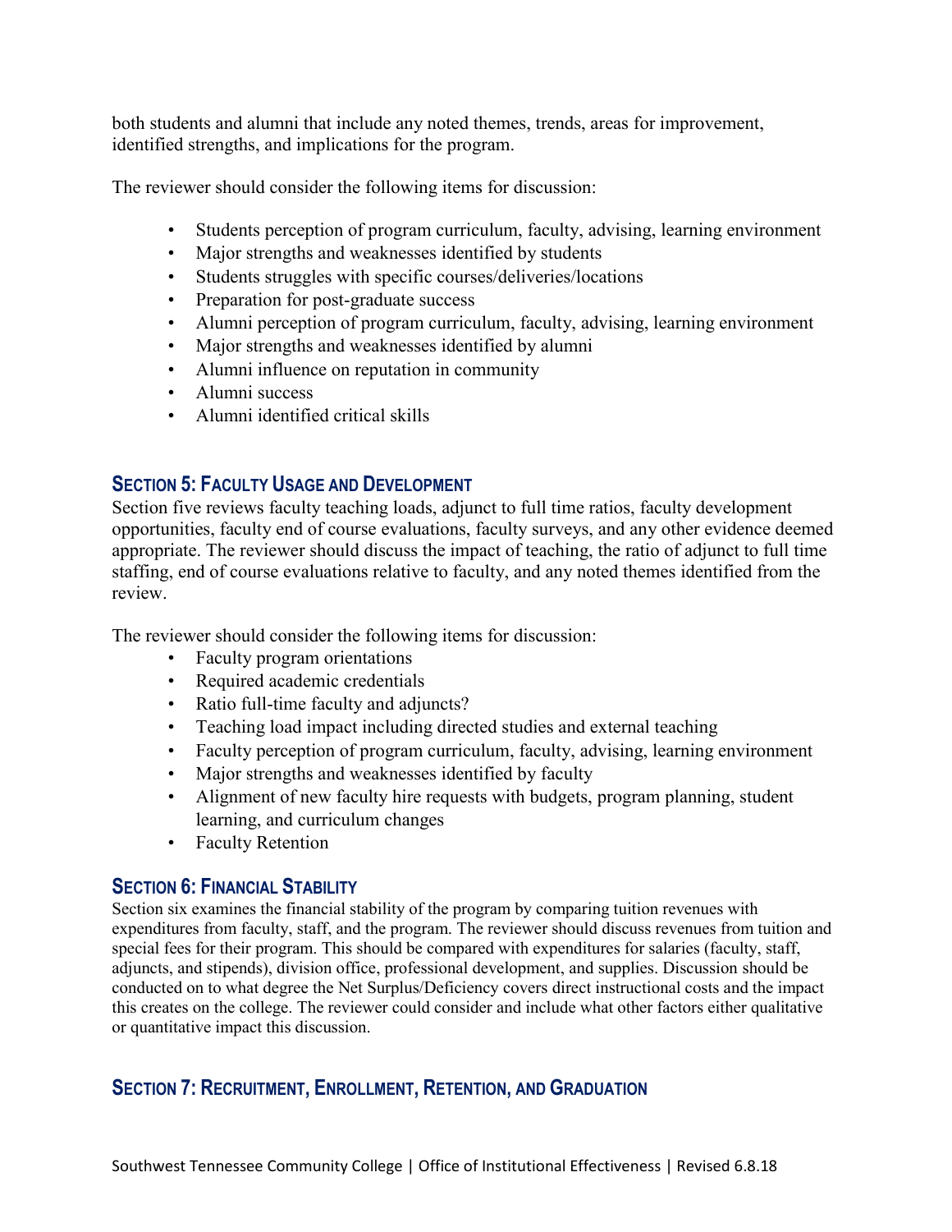both students and alumni that include any noted themes, trends, areas for improvement, identified strengths, and implications for the program.

The reviewer should consider the following items for discussion:

- Students perception of program curriculum, faculty, advising, learning environment
- Major strengths and weaknesses identified by students
- Students struggles with specific courses/deliveries/locations
- Preparation for post-graduate success
- Alumni perception of program curriculum, faculty, advising, learning environment
- Major strengths and weaknesses identified by alumni
- Alumni influence on reputation in community
- Alumni success
- Alumni identified critical skills

## SECTION 5: FACULTY USAGE AND DEVELOPMENT

Section five reviews faculty teaching loads, adjunct to full time ratios, faculty development opportunities, faculty end of course evaluations, faculty surveys, and any other evidence deemed appropriate. The reviewer should discuss the impact of teaching, the ratio of adjunct to full time staffing, end of course evaluations relative to faculty, and any noted themes identified from the review.

The reviewer should consider the following items for discussion:

- Faculty program orientations
- Required academic credentials
- Ratio full-time faculty and adjuncts?
- Teaching load impact including directed studies and external teaching
- Faculty perception of program curriculum, faculty, advising, learning environment
- Major strengths and weaknesses identified by faculty
- Alignment of new faculty hire requests with budgets, program planning, student learning, and curriculum changes
- Faculty Retention

## SECTION 6: FINANCIAL STABILITY

Section six examines the financial stability of the program by comparing tuition revenues with expenditures from faculty, staff, and the program. The reviewer should discuss revenues from tuition and special fees for their program. This should be compared with expenditures for salaries (faculty, staff, adjuncts, and stipends), division office, professional development, and supplies. Discussion should be conducted on to what degree the Net Surplus/Deficiency covers direct instructional costs and the impact this creates on the college. The reviewer could consider and include what other factors either qualitative or quantitative impact this discussion.

## SECTION 7: RECRUITMENT, ENROLLMENT, RETENTION, AND GRADUATION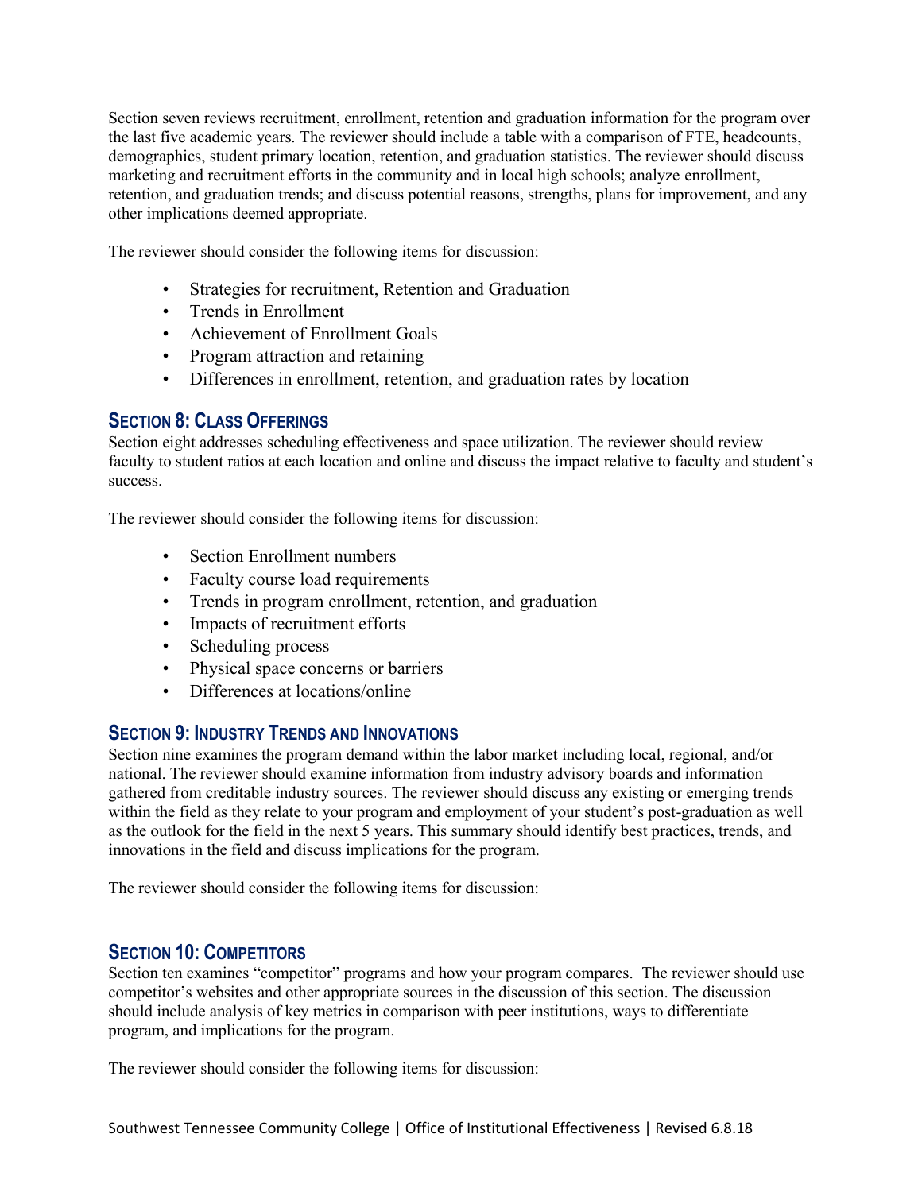Section seven reviews recruitment, enrollment, retention and graduation information for the program over the last five academic years. The reviewer should include a table with a comparison of FTE, headcounts, demographics, student primary location, retention, and graduation statistics. The reviewer should discuss marketing and recruitment efforts in the community and in local high schools; analyze enrollment, retention, and graduation trends; and discuss potential reasons, strengths, plans for improvement, and any other implications deemed appropriate.

The reviewer should consider the following items for discussion:

- Strategies for recruitment, Retention and Graduation
- Trends in Enrollment
- Achievement of Enrollment Goals
- Program attraction and retaining
- Differences in enrollment, retention, and graduation rates by location

## Section 8: Class Offerings

Section eight addresses scheduling effectiveness and space utilization. The reviewer should review faculty to student ratios at each location and online and discuss the impact relative to faculty and student's success.

The reviewer should consider the following items for discussion:

- Section Enrollment numbers
- Faculty course load requirements
- Trends in program enrollment, retention, and graduation
- Impacts of recruitment efforts
- Scheduling process
- Physical space concerns or barriers
- Differences at locations/online

## Section 9: Industry Trends and Innovations

Section nine examines the program demand within the labor market including local, regional, and/or national. The reviewer should examine information from industry advisory boards and information gathered from creditable industry sources. The reviewer should discuss any existing or emerging trends within the field as they relate to your program and employment of your student's post-graduation as well as the outlook for the field in the next 5 years. This summary should identify best practices, trends, and innovations in the field and discuss implications for the program.

The reviewer should consider the following items for discussion:

## Section 10: Competitors

Section ten examines "competitor" programs and how your program compares. The reviewer should use competitor's websites and other appropriate sources in the discussion of this section. The discussion should include analysis of key metrics in comparison with peer institutions, ways to differentiate program, and implications for the program.

The reviewer should consider the following items for discussion: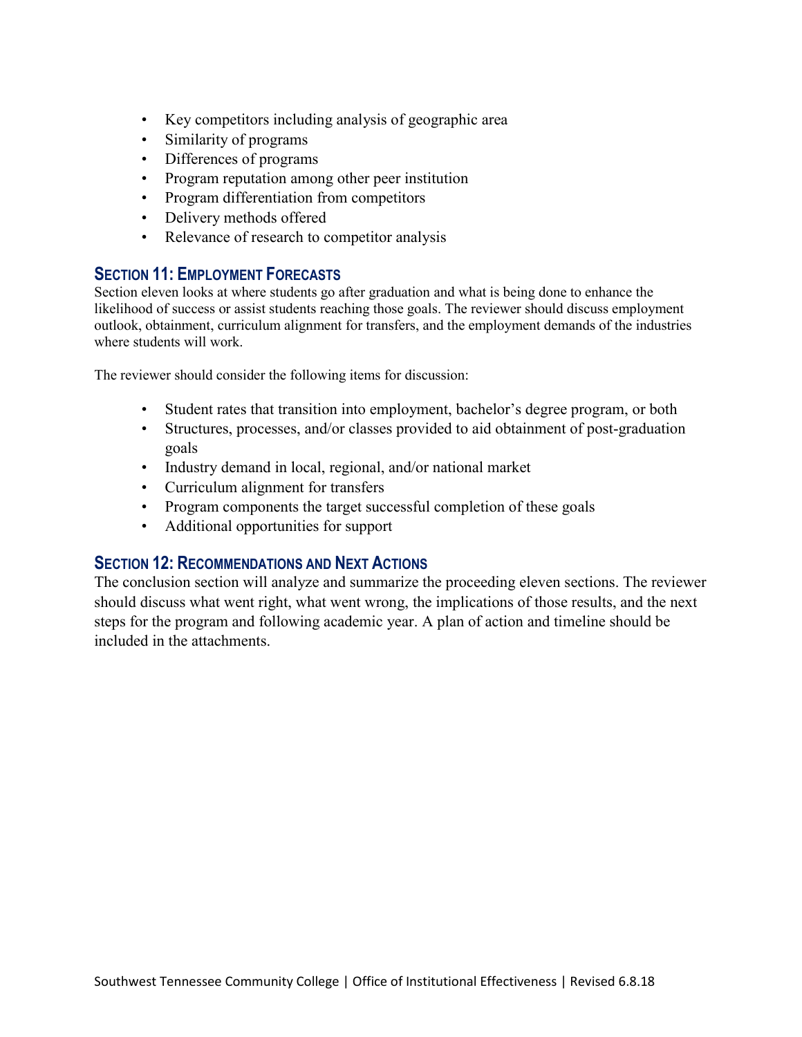- Key competitors including analysis of geographic area
- Similarity of programs
- Differences of programs
- Program reputation among other peer institution
- Program differentiation from competitors
- Delivery methods offered
- Relevance of research to competitor analysis

## Section 11: Employment Forecasts

Section eleven looks at where students go after graduation and what is being done to enhance the likelihood of success or assist students reaching those goals. The reviewer should discuss employment outlook, obtainment, curriculum alignment for transfers, and the employment demands of the industries where students will work.

The reviewer should consider the following items for discussion:

- Student rates that transition into employment, bachelor's degree program, or both
- Structures, processes, and/or classes provided to aid obtainment of post-graduation goals
- Industry demand in local, regional, and/or national market
- Curriculum alignment for transfers
- Program components the target successful completion of these goals
- Additional opportunities for support

## Section 12: Recommendations and Next Actions

The conclusion section will analyze and summarize the proceeding eleven sections. The reviewer should discuss what went right, what went wrong, the implications of those results, and the next steps for the program and following academic year. A plan of action and timeline should be included in the attachments.